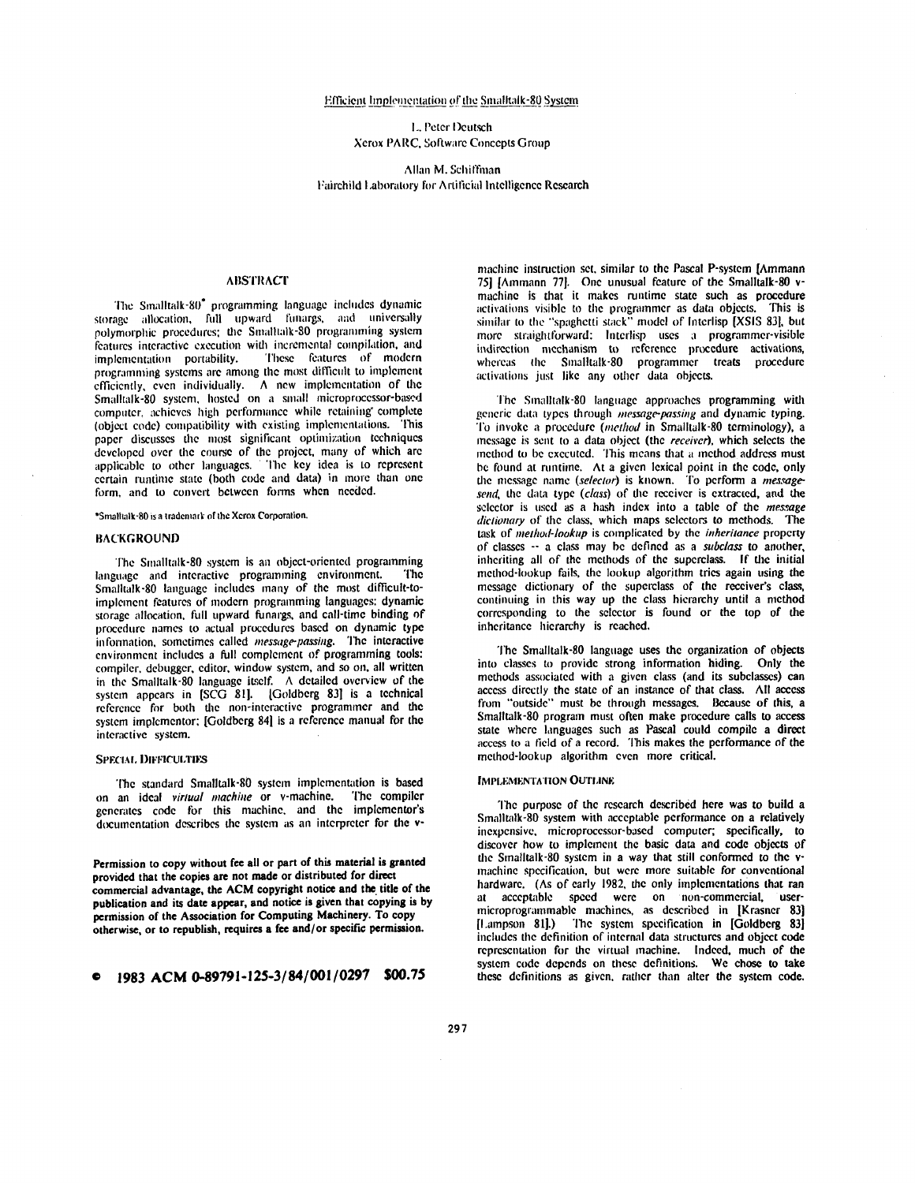# Efficient Implementation of the Smalltalk-80 System

L. Peter Deutsch
Xerox PARC, Software Concepts Group

Allan M. Schiffman
Fairchild Laboratory for Artificial Intelligence Research

## ABSTRACT

The Smalltalk-80* programming language includes dynamic storage allocation, full upward funargs, and universally polymorphic procedures; the Smalltalk-80 programming system features interactive execution with incremental compilation, and implementation portability. These features of modern programming systems are among the most difficult to implement efficiently, even individually. A new implementation of the Smalltalk-80 system, hosted on a small microprocessor-based computer, achieves high performance while retaining complete (object code) compatibility with existing implementations. This paper discusses the most significant optimization techniques developed over the course of the project, many of which are applicable to other languages. The key idea is to represent certain runtime state (both code and data) in more than one form, and to convert between forms when needed.

*Smalltalk-80 is a trademark of the Xerox Corporation.

## BACKGROUND

The Smalltalk-80 system is an object-oriented programming language and interactive programming environment. The Smalltalk-80 language includes many of the most difficult-to-implement features of modern programming languages: dynamic storage allocation, full upward funargs, and call-time binding of procedure names to actual procedures based on dynamic type information, sometimes called *message-passing*. The interactive environment includes a full complement of programming tools: compiler, debugger, editor, window system, and so on, all written in the Smalltalk-80 language itself. A detailed overview of the system appears in [SCG 81]. [Goldberg 83] is a technical reference for both the non-interactive programmer and the system implementor; [Goldberg 84] is a reference manual for the interactive system.

### SPECIAL DIFFICULTIES

The standard Smalltalk-80 system implementation is based on an ideal *virtual machine* or v-machine. The compiler generates code for this machine, and the implementor's documentation describes the system as an interpreter for the v-machine instruction set, similar to the Pascal P-system [Ammann 75] [Ammann 77]. One unusual feature of the Smalltalk-80 v-machine is that it makes runtime state such as procedure activations visible to the programmer as data objects. This is similar to the "spaghetti stack" model of Interlisp [XSIS 83], but more straightforward: Interlisp uses a programmer-visible indirection mechanism to reference procedure activations, whereas the Smalltalk-80 programmer treats procedure activations just like any other data objects.

The Smalltalk-80 language approaches programming with generic data types through *message-passing* and dynamic typing. To invoke a procedure (*method* in Smalltalk-80 terminology), a message is sent to a data object (the *receiver*), which selects the method to be executed. This means that a method address must be found at runtime. At a given lexical point in the code, only the message name (*selector*) is known. To perform a *message-send*, the data type (*class*) of the receiver is extracted, and the selector is used as a hash index into a table of the *message dictionary* of the class, which maps selectors to methods. The task of *method-lookup* is complicated by the *inheritance* property of classes -- a class may be defined as a *subclass* to another, inheriting all of the methods of the superclass. If the initial method-lookup fails, the lookup algorithm tries again using the message dictionary of the superclass of the receiver's class, continuing in this way up the class hierarchy until a method corresponding to the selector is found or the top of the inheritance hierarchy is reached.

The Smalltalk-80 language uses the organization of objects into classes to provide strong information hiding. Only the methods associated with a given class (and its subclasses) can access directly the state of an instance of that class. All access from "outside" must be through messages. Because of this, a Smalltalk-80 program must often make procedure calls to access state where languages such as Pascal could compile a direct access to a field of a record. This makes the performance of the method-lookup algorithm even more critical.

### IMPLEMENTATION OUTLINE

The purpose of the research described here was to build a Smalltalk-80 system with acceptable performance on a relatively inexpensive, microprocessor-based computer; specifically, to discover how to implement the basic data and code objects of the Smalltalk-80 system in a way that still conformed to the v-machine specification, but were more suitable for conventional hardware. (As of early 1982, the only implementations that ran at acceptable speed were on non-commercial, user-microprogrammable machines, as described in [Krasner 83] [Lampson 81].) The system specification in [Goldberg 83] includes the definition of internal data structures and object code representation for the virtual machine. Indeed, much of the system code depends on these definitions. We chose to take these definitions as given, rather than alter the system code.

**Permission to copy without fee all or part of this material is granted provided that the copies are not made or distributed for direct commercial advantage, the ACM copyright notice and the title of the publication and its date appear, and notice is given that copying is by permission of the Association for Computing Machinery. To copy otherwise, or to republish, requires a fee and/or specific permission.**

**© 1983 ACM 0-89791-125-3/84/001/0297 $00.75**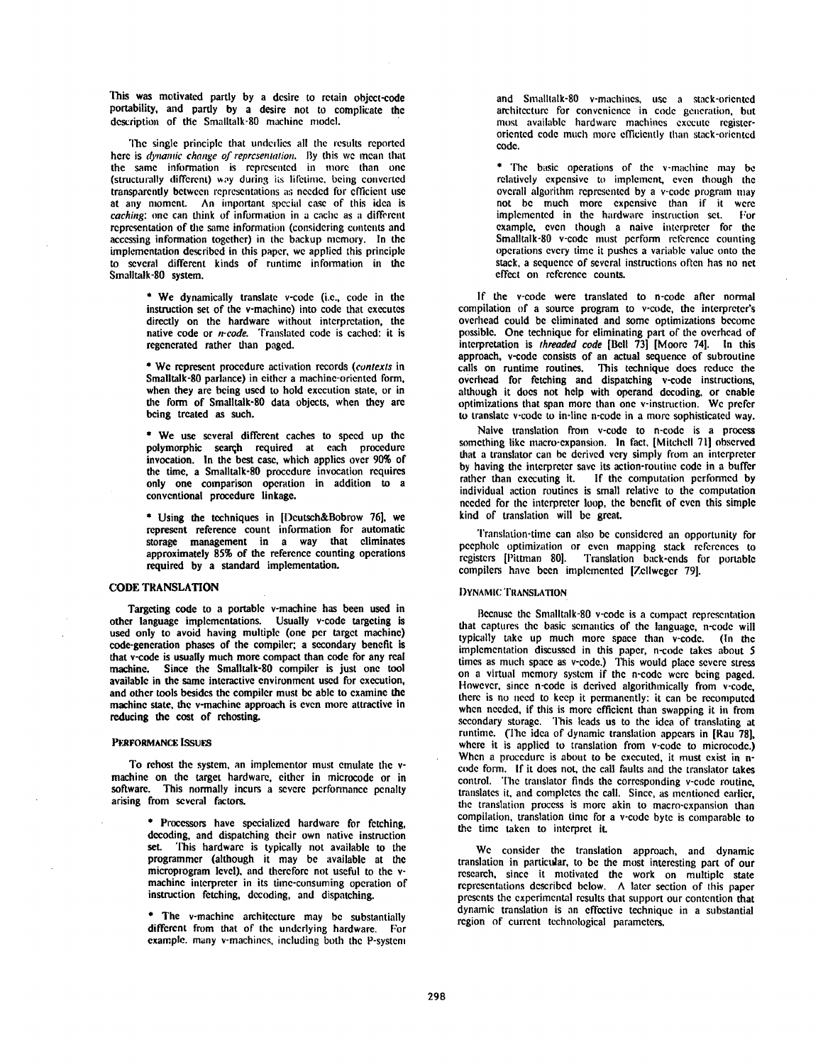This was motivated partly by a desire to retain object-code portability, and partly by a desire not to complicate the description of the Smalltalk-80 machine model.

The single principle that underlies all the results reported here is *dynamic change of representation*. By this we mean that the same information is represented in more than one (structurally different) way during its lifetime, being converted transparently between representations as needed for efficient use at any moment. An important special case of this idea is *caching*: one can think of information in a cache as a different representation of the same information (considering contents and accessing information together) in the backup memory. In the implementation described in this paper, we applied this principle to several different kinds of runtime information in the Smalltalk-80 system.

> * We dynamically translate v-code (i.e., code in the instruction set of the v-machine) into code that executes directly on the hardware without interpretation, the native code or *n-code*. Translated code is cached: it is regenerated rather than paged.
>
> * We represent procedure activation records (*contexts* in Smalltalk-80 parlance) in either a machine-oriented form, when they are being used to hold execution state, or in the form of Smalltalk-80 data objects, when they are being treated as such.
>
> * We use several different caches to speed up the polymorphic search required at each procedure invocation. In the best case, which applies over 90% of the time, a Smalltalk-80 procedure invocation requires only one comparison operation in addition to a conventional procedure linkage.
>
> * Using the techniques in [Deutsch&Bobrow 76], we represent reference count information for automatic storage management in a way that eliminates approximately 85% of the reference counting operations required by a standard implementation.

## CODE TRANSLATION

Targeting code to a portable v-machine has been used in other language implementations. Usually v-code targeting is used only to avoid having multiple (one per target machine) code-generation phases of the compiler; a secondary benefit is that v-code is usually much more compact than code for any real machine. Since the Smalltalk-80 compiler is just one tool available in the same interactive environment used for execution, and other tools besides the compiler must be able to examine the machine state, the v-machine approach is even more attractive in reducing the cost of rehosting.

### PERFORMANCE ISSUES

To rehost the system, an implementor must emulate the v-machine on the target hardware, either in microcode or in software. This normally incurs a severe performance penalty arising from several factors.

> * Processors have specialized hardware for fetching, decoding, and dispatching their own native instruction set. This hardware is typically not available to the programmer (although it may be available at the microprogram level), and therefore not useful to the v-machine interpreter in its time-consuming operation of instruction fetching, decoding, and dispatching.
>
> * The v-machine architecture may be substantially different from that of the underlying hardware. For example, many v-machines, including both the P-system and Smalltalk-80 v-machines, use a stack-oriented architecture for convenience in code generation, but most available hardware machines execute register-oriented code much more efficiently than stack-oriented code.
>
> * The basic operations of the v-machine may be relatively expensive to implement, even though the overall algorithm represented by a v-code program may not be much more expensive than if it were implemented in the hardware instruction set. For example, even though a naive interpreter for the Smalltalk-80 v-code must perform reference counting operations every time it pushes a variable value onto the stack, a sequence of several instructions often has no net effect on reference counts.

If the v-code were translated to n-code after normal compilation of a source program to v-code, the interpreter's overhead could be eliminated and some optimizations become possible. One technique for eliminating part of the overhead of interpretation is *threaded code* [Bell 73] [Moore 74]. In this approach, v-code consists of an actual sequence of subroutine calls on runtime routines. This technique does reduce the overhead for fetching and dispatching v-code instructions, although it does not help with operand decoding, or enable optimizations that span more than one v-instruction. We prefer to translate v-code to in-line n-code in a more sophisticated way.

Naive translation from v-code to n-code is a process something like macro-expansion. In fact, [Mitchell 71] observed that a translator can be derived very simply from an interpreter by having the interpreter save its action-routine code in a buffer rather than executing it. If the computation performed by individual action routines is small relative to the computation needed for the interpreter loop, the benefit of even this simple kind of translation will be great.

Translation-time can also be considered an opportunity for peephole optimization or even mapping stack references to registers [Pittman 80]. Translation back-ends for portable compilers have been implemented [Zellweger 79].

### DYNAMIC TRANSLATION

Because the Smalltalk-80 v-code is a compact representation that captures the basic semantics of the language, n-code will typically take up much more space than v-code. (In the implementation discussed in this paper, n-code takes about 5 times as much space as v-code.) This would place severe stress on a virtual memory system if the n-code were being paged. However, since n-code is derived algorithmically from v-code, there is no need to keep it permanently: it can be recomputed when needed, if this is more efficient than swapping it in from secondary storage. This leads us to the idea of translating at runtime. (The idea of dynamic translation appears in [Rau 78], where it is applied to translation from v-code to microcode.) When a procedure is about to be executed, it must exist in n-code form. If it does not, the call faults and the translator takes control. The translator finds the corresponding v-code routine, translates it, and completes the call. Since, as mentioned earlier, the translation process is more akin to macro-expansion than compilation, translation time for a v-code byte is comparable to the time taken to interpret it.

We consider the translation approach, and dynamic translation in particular, to be the most interesting part of our research, since it motivated the work on multiple state representations described below. A later section of this paper presents the experimental results that support our contention that dynamic translation is an effective technique in a substantial region of current technological parameters.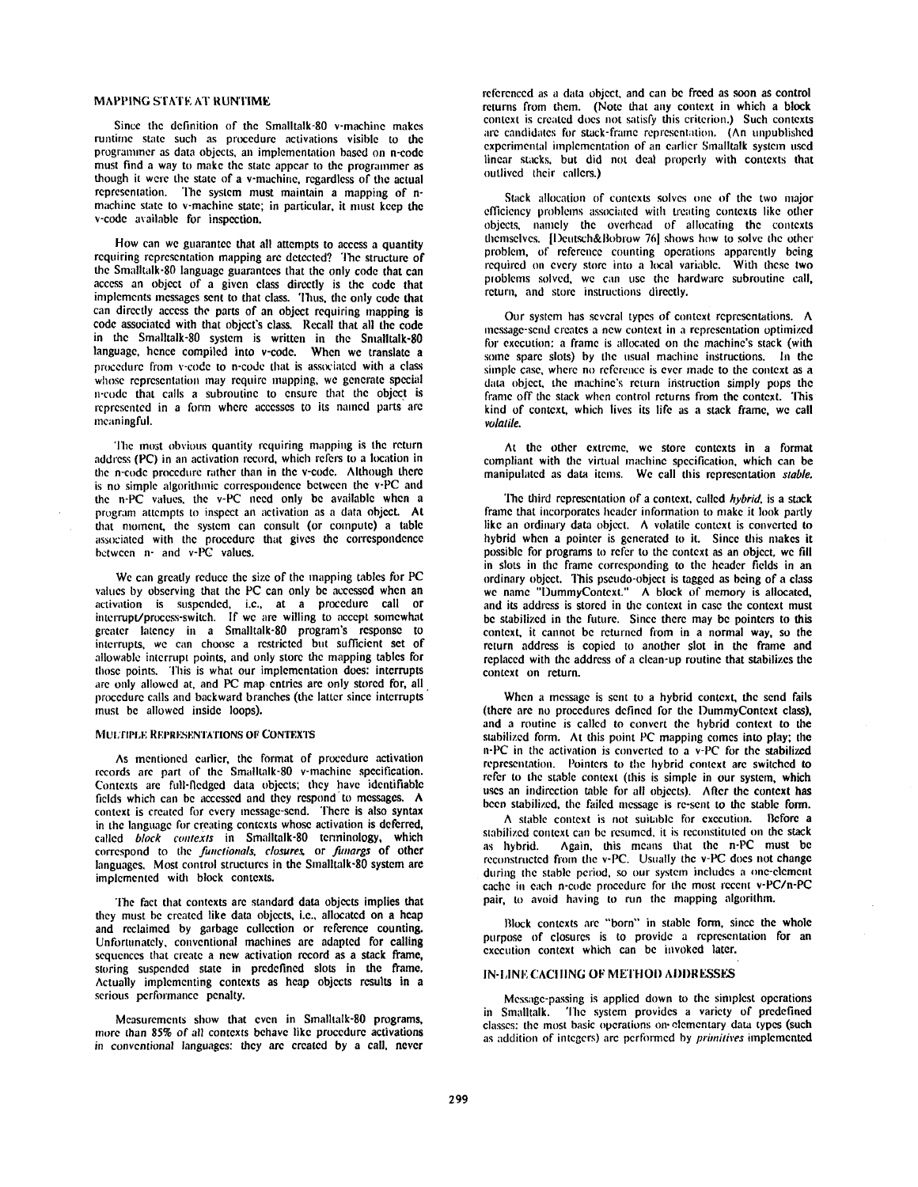## MAPPING STATE AT RUNTIME

Since the definition of the Smalltalk-80 v-machine makes runtime state such as procedure activations visible to the programmer as data objects, an implementation based on n-code must find a way to make the state appear to the programmer as though it were the state of a v-machine, regardless of the actual representation. The system must maintain a mapping of n-machine state to v-machine state; in particular, it must keep the v-code available for inspection.

How can we guarantee that all attempts to access a quantity requiring representation mapping are detected? The structure of the Smalltalk-80 language guarantees that the only code that can access an object of a given class directly is the code that implements messages sent to that class. Thus, the only code that can directly access the parts of an object requiring mapping is code associated with that object's class. Recall that all the code in the Smalltalk-80 system is written in the Smalltalk-80 language, hence compiled into v-code. When we translate a procedure from v-code to n-code that is associated with a class whose representation may require mapping, we generate special n-code that calls a subroutine to ensure that the object is represented in a form where accesses to its named parts are meaningful.

The most obvious quantity requiring mapping is the return address (PC) in an activation record, which refers to a location in the n-code procedure rather than in the v-code. Although there is no simple algorithmic correspondence between the v-PC and the n-PC values, the v-PC need only be available when a program attempts to inspect an activation as a data object. At that moment, the system can consult (or compute) a table associated with the procedure that gives the correspondence between n- and v-PC values.

We can greatly reduce the size of the mapping tables for PC values by observing that the PC can only be accessed when an activation is suspended, i.e., at a procedure call or interrupt/process-switch. If we are willing to accept somewhat greater latency in a Smalltalk-80 program's response to interrupts, we can choose a restricted but sufficient set of allowable interrupt points, and only store the mapping tables for those points. This is what our implementation does: interrupts are only allowed at, and PC map entries are only stored for, all procedure calls and backward branches (the latter since interrupts must be allowed inside loops).

### MULTIPLE REPRESENTATIONS OF CONTEXTS

As mentioned earlier, the format of procedure activation records are part of the Smalltalk-80 v-machine specification. Contexts are full-fledged data objects; they have identifiable fields which can be accessed and they respond to messages. A context is created for every message-send. There is also syntax in the language for creating contexts whose activation is deferred, called *block contexts* in Smalltalk-80 terminology, which correspond to the *functionals, closures,* or *funargs* of other languages. Most control structures in the Smalltalk-80 system are implemented with block contexts.

The fact that contexts are standard data objects implies that they must be created like data objects, i.e., allocated on a heap and reclaimed by garbage collection or reference counting. Unfortunately, conventional machines are adapted for calling sequences that create a new activation record as a stack frame, storing suspended state in predefined slots in the frame. Actually implementing contexts as heap objects results in a serious performance penalty.

Measurements show that even in Smalltalk-80 programs, more than 85% of all contexts behave like procedure activations in conventional languages: they are created by a call, never referenced as a data object, and can be freed as soon as control returns from them. (Note that any context in which a block context is created does not satisfy this criterion.) Such contexts are candidates for stack-frame representation. (An unpublished experimental implementation of an earlier Smalltalk system used linear stacks, but did not deal properly with contexts that outlived their callers.)

Stack allocation of contexts solves one of the two major efficiency problems associated with treating contexts like other objects, namely the overhead of allocating the contexts themselves. [Deutsch&Bobrow 76] shows how to solve the other problem, of reference counting operations apparently being required on every store into a local variable. With these two problems solved, we can use the hardware subroutine call, return, and store instructions directly.

Our system has several types of context representations. A message-send creates a new context in a representation optimized for execution: a frame is allocated on the machine's stack (with some spare slots) by the usual machine instructions. In the simple case, where no reference is ever made to the context as a data object, the machine's return instruction simply pops the frame off the stack when control returns from the context. This kind of context, which lives its life as a stack frame, we call *volatile.*

At the other extreme, we store contexts in a format compliant with the virtual machine specification, which can be manipulated as data items. We call this representation *stable.*

The third representation of a context, called *hybrid,* is a stack frame that incorporates header information to make it look partly like an ordinary data object. A volatile context is converted to hybrid when a pointer is generated to it. Since this makes it possible for programs to refer to the context as an object, we fill in slots in the frame corresponding to the header fields in an ordinary object. This pseudo-object is tagged as being of a class we name "DummyContext." A block of memory is allocated, and its address is stored in the context in case the context must be stabilized in the future. Since there may be pointers to this context, it cannot be returned from in a normal way, so the return address is copied to another slot in the frame and replaced with the address of a clean-up routine that stabilizes the context on return.

When a message is sent to a hybrid context, the send fails (there are no procedures defined for the DummyContext class), and a routine is called to convert the hybrid context to the stabilized form. At this point PC mapping comes into play; the n-PC in the activation is converted to a v-PC for the stabilized representation. Pointers to the hybrid context are switched to refer to the stable context (this is simple in our system, which uses an indirection table for all objects). After the context has been stabilized, the failed message is re-sent to the stable form.

A stable context is not suitable for execution. Before a stabilized context can be resumed, it is reconstituted on the stack as hybrid. Again, this means that the n-PC must be reconstructed from the v-PC. Usually the v-PC does not change during the stable period, so our system includes a one-element cache in each n-code procedure for the most recent v-PC/n-PC pair, to avoid having to run the mapping algorithm.

Block contexts are "born" in stable form, since the whole purpose of closures is to provide a representation for an execution context which can be invoked later.

## IN-LINE CACHING OF METHOD ADDRESSES

Message-passing is applied down to the simplest operations in Smalltalk. The system provides a variety of predefined classes: the most basic operations on elementary data types (such as addition of integers) are performed by *primitives* implemented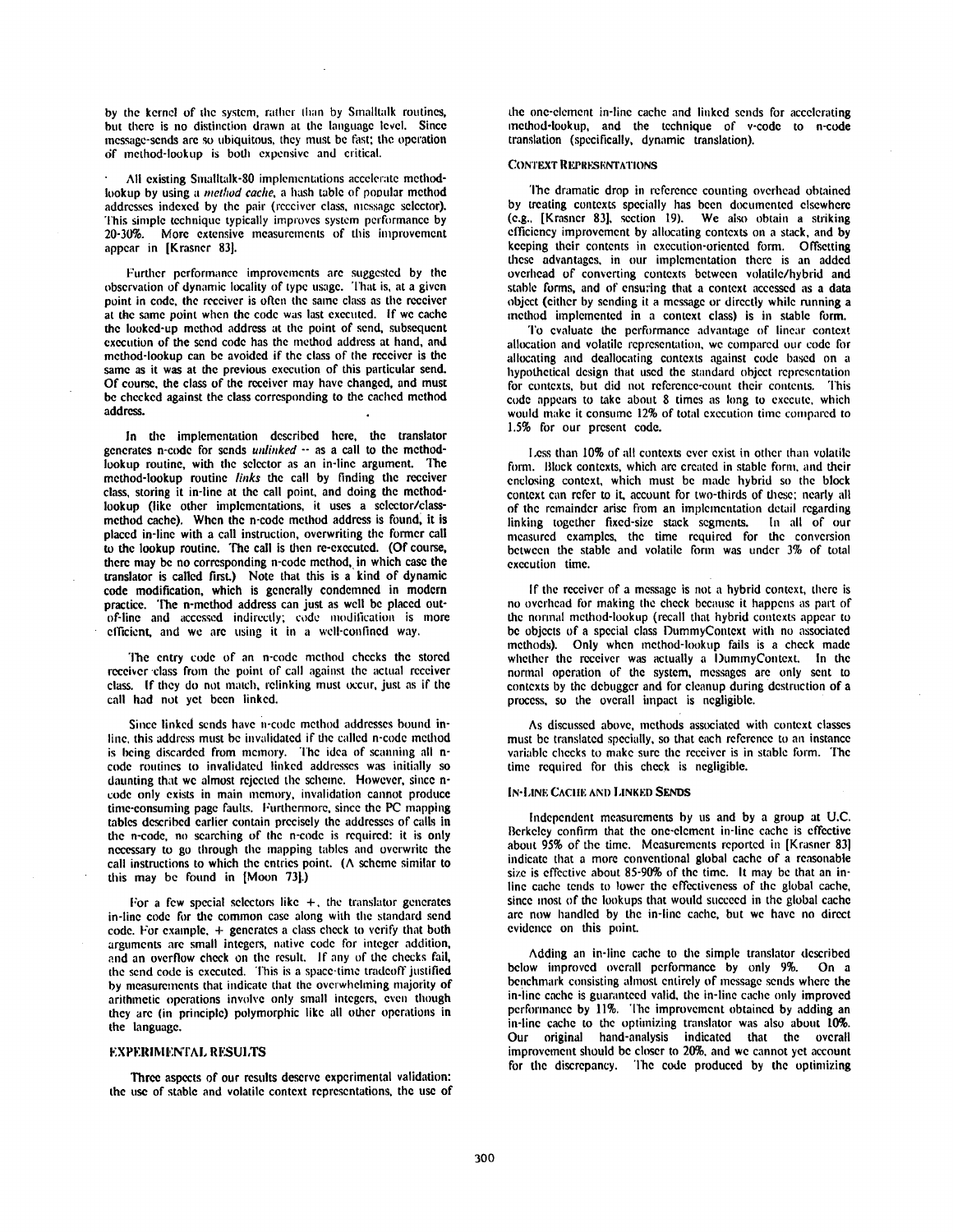by the kernel of the system, rather than by Smalltalk routines, but there is no distinction drawn at the language level. Since message-sends are so ubiquitous, they must be fast; the operation of method-lookup is both expensive and critical.

All existing Smalltalk-80 implementations accelerate method-lookup by using a *method cache*, a hash table of popular method addresses indexed by the pair (receiver class, message selector). This simple technique typically improves system performance by 20-30%. More extensive measurements of this improvement appear in [Krasner 83].

Further performance improvements are suggested by the observation of dynamic locality of type usage. That is, at a given point in code, the receiver is often the same class as the receiver at the same point when the code was last executed. If we cache the looked-up method address at the point of send, subsequent execution of the send code has the method address at hand, and method-lookup can be avoided if the class of the receiver is the same as it was at the previous execution of this particular send. Of course, the class of the receiver may have changed, and must be checked against the class corresponding to the cached method address.

In the implementation described here, the translator generates n-code for sends *unlinked* -- as a call to the method-lookup routine, with the selector as an in-line argument. The method-lookup routine *links* the call by finding the receiver class, storing it in-line at the call point, and doing the method-lookup (like other implementations, it uses a selector/class-method cache). When the n-code method address is found, it is placed in-line with a call instruction, overwriting the former call to the lookup routine. The call is then re-executed. (Of course, there may be no corresponding n-code method, in which case the translator is called first.) Note that this is a kind of dynamic code modification, which is generally condemned in modern practice. The n-method address can just as well be placed out-of-line and accessed indirectly; code modification is more efficient, and we are using it in a well-confined way.

The entry code of an n-code method checks the stored receiver class from the point of call against the actual receiver class. If they do not match, relinking must occur, just as if the call had not yet been linked.

Since linked sends have n-code method addresses bound in-line, this address must be invalidated if the called n-code method is being discarded from memory. The idea of scanning all n-code routines to invalidated linked addresses was initially so daunting that we almost rejected the scheme. However, since n-code only exists in main memory, invalidation cannot produce time-consuming page faults. Furthermore, since the PC mapping tables described earlier contain precisely the addresses of calls in the n-code, no searching of the n-code is required: it is only necessary to go through the mapping tables and overwrite the call instructions to which the entries point. (A scheme similar to this may be found in [Moon 73].)

For a few special selectors like +, the translator generates in-line code for the common case along with the standard send code. For example, + generates a class check to verify that both arguments are small integers, native code for integer addition, and an overflow check on the result. If any of the checks fail, the send code is executed. This is a space-time tradeoff justified by measurements that indicate that the overwhelming majority of arithmetic operations involve only small integers, even though they are (in principle) polymorphic like all other operations in the language.

## EXPERIMENTAL RESULTS

Three aspects of our results deserve experimental validation: the use of stable and volatile context representations, the use of the one-element in-line cache and linked sends for accelerating method-lookup, and the technique of v-code to n-code translation (specifically, dynamic translation).

### CONTEXT REPRESENTATIONS

The dramatic drop in reference counting overhead obtained by treating contexts specially has been documented elsewhere (e.g., [Krasner 83], section 19). We also obtain a striking efficiency improvement by allocating contexts on a stack, and by keeping their contents in execution-oriented form. Offsetting these advantages, in our implementation there is an added overhead of converting contexts between volatile/hybrid and stable forms, and of ensuring that a context accessed as a data object (either by sending it a message or directly while running a method implemented in a context class) is in stable form.

To evaluate the performance advantage of linear context allocation and volatile representation, we compared our code for allocating and deallocating contexts against code based on a hypothetical design that used the standard object representation for contexts, but did not reference-count their contents. This code appears to take about 8 times as long to execute, which would make it consume 12% of total execution time compared to 1.5% for our present code.

Less than 10% of all contexts ever exist in other than volatile form. Block contexts, which are created in stable form, and their enclosing context, which must be made hybrid so the block context can refer to it, account for two-thirds of these; nearly all of the remainder arise from an implementation detail regarding linking together fixed-size stack segments. In all of our measured examples, the time required for the conversion between the stable and volatile form was under 3% of total execution time.

If the receiver of a message is not a hybrid context, there is no overhead for making the check because it happens as part of the normal method-lookup (recall that hybrid contexts appear to be objects of a special class DummyContext with no associated methods). Only when method-lookup fails is a check made whether the receiver was actually a DummyContext. In the normal operation of the system, messages are only sent to contexts by the debugger and for cleanup during destruction of a process, so the overall impact is negligible.

As discussed above, methods associated with context classes must be translated specially, so that each reference to an instance variable checks to make sure the receiver is in stable form. The time required for this check is negligible.

### IN-LINE CACHE AND LINKED SENDS

Independent measurements by us and by a group at U.C. Berkeley confirm that the one-element in-line cache is effective about 95% of the time. Measurements reported in [Krasner 83] indicate that a more conventional global cache of a reasonable size is effective about 85-90% of the time. It may be that an in-line cache tends to lower the effectiveness of the global cache, since most of the lookups that would succeed in the global cache are now handled by the in-line cache, but we have no direct evidence on this point.

Adding an in-line cache to the simple translator described below improved overall performance by only 9%. On a benchmark consisting almost entirely of message sends where the in-line cache is guaranteed valid, the in-line cache only improved performance by 11%. The improvement obtained by adding an in-line cache to the optimizing translator was also about 10%. Our original hand-analysis indicated that the overall improvement should be closer to 20%, and we cannot yet account for the discrepancy. The code produced by the optimizing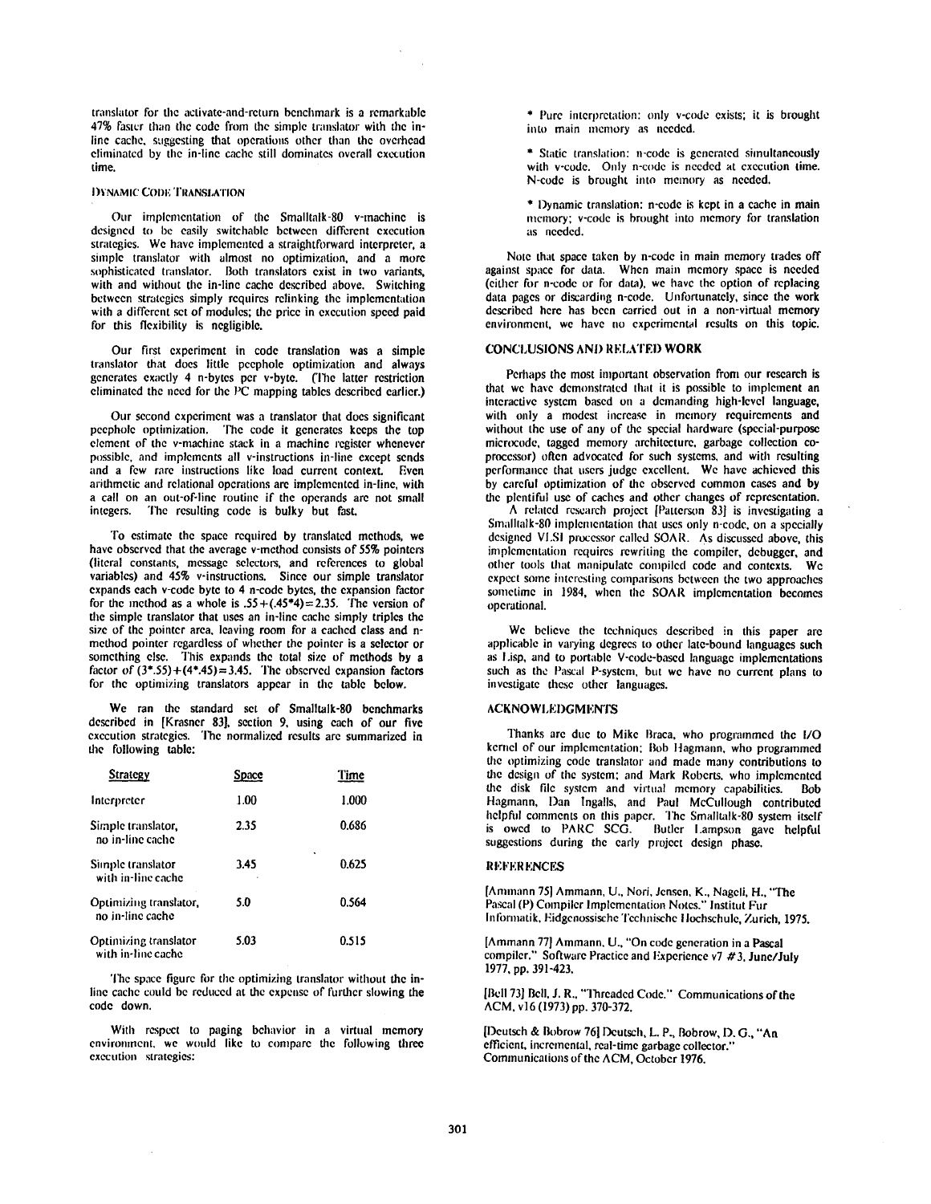translator for the activate-and-return benchmark is a remarkable 47% faster than the code from the simple translator with the in-line cache, suggesting that operations other than the overhead eliminated by the in-line cache still dominates overall execution time.

### DYNAMIC CODE TRANSLATION

Our implementation of the Smalltalk-80 v-machine is designed to be easily switchable between different execution strategies. We have implemented a straightforward interpreter, a simple translator with almost no optimization, and a more sophisticated translator. Both translators exist in two variants, with and without the in-line cache described above. Switching between strategies simply requires relinking the implementation with a different set of modules; the price in execution speed paid for this flexibility is negligible.

Our first experiment in code translation was a simple translator that does little peephole optimization and always generates exactly 4 n-bytes per v-byte. (The latter restriction eliminated the need for the PC mapping tables described earlier.)

Our second experiment was a translator that does significant peephole optimization. The code it generates keeps the top element of the v-machine stack in a machine register whenever possible, and implements all v-instructions in-line except sends and a few rare instructions like load current context. Even arithmetic and relational operations are implemented in-line, with a call on an out-of-line routine if the operands are not small integers. The resulting code is bulky but fast.

To estimate the space required by translated methods, we have observed that the average v-method consists of 55% pointers (literal constants, message selectors, and references to global variables) and 45% v-instructions. Since our simple translator expands each v-code byte to 4 n-code bytes, the expansion factor for the method as a whole is $.55+(.45*4)=2.35$. The version of the simple translator that uses an in-line cache simply triples the size of the pointer area, leaving room for a cached class and n-method pointer regardless of whether the pointer is a selector or something else. This expands the total size of methods by a factor of $(3*.55)+(4*.45)=3.45$. The observed expansion factors for the optimizing translators appear in the table below.

We ran the standard set of Smalltalk-80 benchmarks described in [Krasner 83], section 9, using each of our five execution strategies. The normalized results are summarized in the following table:

| Strategy | Space | Time |
|---|---|---|
| Interpreter | 1.00 | 1.000 |
| Simple translator, no in-line cache | 2.35 | 0.686 |
| Simple translator with in-line cache | 3.45 | 0.625 |
| Optimizing translator, no in-line cache | 5.0 | 0.564 |
| Optimizing translator with in-line cache | 5.03 | 0.515 |

The space figure for the optimizing translator without the in-line cache could be reduced at the expense of further slowing the code down.

With respect to paging behavior in a virtual memory environment, we would like to compare the following three execution strategies:

* Pure interpretation: only v-code exists; it is brought into main memory as needed.

* Static translation: n-code is generated simultaneously with v-code. Only n-code is needed at execution time. N-code is brought into memory as needed.

* Dynamic translation: n-code is kept in a cache in main memory; v-code is brought into memory for translation as needed.

Note that space taken by n-code in main memory trades off against space for data. When main memory space is needed (either for n-code or for data), we have the option of replacing data pages or discarding n-code. Unfortunately, since the work described here has been carried out in a non-virtual memory environment, we have no experimental results on this topic.

## CONCLUSIONS AND RELATED WORK

Perhaps the most important observation from our research is that we have demonstrated that it is possible to implement an interactive system based on a demanding high-level language, with only a modest increase in memory requirements and without the use of any of the special hardware (special-purpose microcode, tagged memory architecture, garbage collection co-processor) often advocated for such systems, and with resulting performance that users judge excellent. We have achieved this by careful optimization of the observed common cases and by the plentiful use of caches and other changes of representation.

A related research project [Patterson 83] is investigating a Smalltalk-80 implementation that uses only n-code, on a specially designed VLSI processor called SOAR. As discussed above, this implementation requires rewriting the compiler, debugger, and other tools that manipulate compiled code and contexts. We expect some interesting comparisons between the two approaches sometime in 1984, when the SOAR implementation becomes operational.

We believe the techniques described in this paper are applicable in varying degrees to other late-bound languages such as Lisp, and to portable V-code-based language implementations such as the Pascal P-system, but we have no current plans to investigate these other languages.

## ACKNOWLEDGMENTS

Thanks are due to Mike Braca, who programmed the I/O kernel of our implementation; Bob Hagmann, who programmed the optimizing code translator and made many contributions to the design of the system; and Mark Roberts, who implemented the disk file system and virtual memory capabilities. Bob Hagmann, Dan Ingalls, and Paul McCullough contributed helpful comments on this paper. The Smalltalk-80 system itself is owed to PARC SCG. Butler Lampson gave helpful suggestions during the early project design phase.

## REFERENCES

[Ammann 75] Ammann, U., Nori, Jensen, K., Nageli, H., "The Pascal (P) Compiler Implementation Notes." Institut Fur Informatik, Eidgenossische Technische Hochschule, Zurich, 1975.

[Ammann 77] Ammann, U., "On code generation in a Pascal compiler." Software Practice and Experience v7 #3, June/July 1977, pp. 391-423.

[Bell 73] Bell, J. R., "Threaded Code." Communications of the ACM, v16 (1973) pp. 370-372.

[Deutsch & Bobrow 76] Deutsch, L. P., Bobrow, D. G., "An efficient, incremental, real-time garbage collector." Communications of the ACM, October 1976.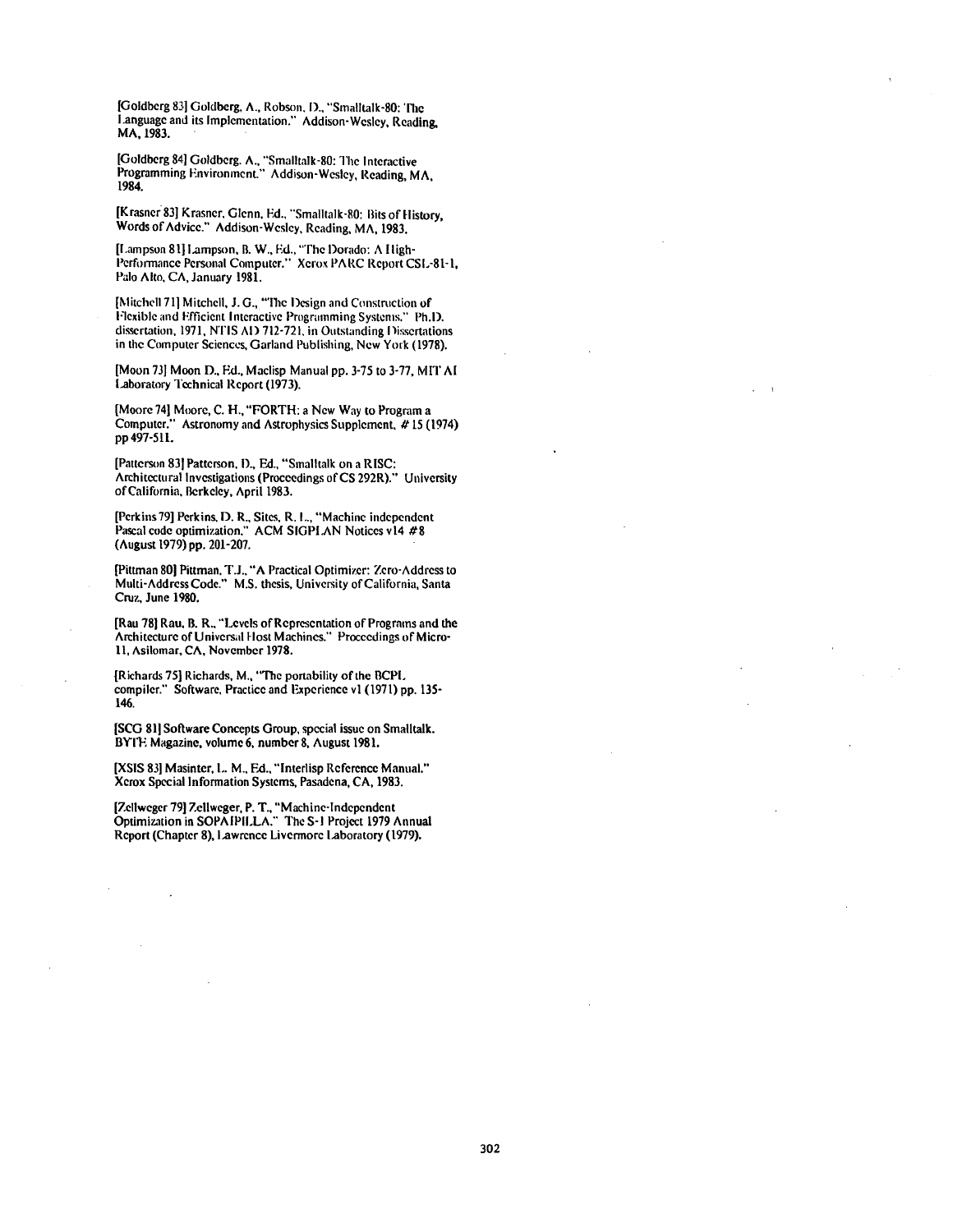[Goldberg 83] Goldberg, A., Robson, D., "Smalltalk-80: The Language and its Implementation." Addison-Wesley, Reading, MA, 1983.

[Goldberg 84] Goldberg, A., "Smalltalk-80: The Interactive Programming Environment." Addison-Wesley, Reading, MA, 1984.

[Krasner 83] Krasner, Glenn, Ed., "Smalltalk-80: Bits of History, Words of Advice." Addison-Wesley, Reading, MA, 1983.

[Lampson 81] Lampson, B. W., Ed., "The Dorado: A High-Performance Personal Computer." Xerox PARC Report CSL-81-1, Palo Alto, CA, January 1981.

[Mitchell 71] Mitchell, J. G., "The Design and Construction of Flexible and Efficient Interactive Programming Systems." Ph.D. dissertation, 1971, NTIS AD 712-721, in Outstanding Dissertations in the Computer Sciences, Garland Publishing, New York (1978).

[Moon 73] Moon D., Ed., Maclisp Manual pp. 3-75 to 3-77, MIT AI Laboratory Technical Report (1973).

[Moore 74] Moore, C. H., "FORTH: a New Way to Program a Computer." Astronomy and Astrophysics Supplement, # 15 (1974) pp 497-511.

[Patterson 83] Patterson, D., Ed., "Smalltalk on a RISC: Architectural Investigations (Proceedings of CS 292R)." University of California, Berkeley, April 1983.

[Perkins 79] Perkins, D. R., Sites, R. L., "Machine independent Pascal code optimization." ACM SIGPLAN Notices v14 #8 (August 1979) pp. 201-207.

[Pittman 80] Pittman, T.J., "A Practical Optimizer: Zero-Address to Multi-Address Code." M.S. thesis, University of California, Santa Cruz, June 1980.

[Rau 78] Rau, B. R., "Levels of Representation of Programs and the Architecture of Universal Host Machines." Proceedings of Micro-11, Asilomar, CA, November 1978.

[Richards 75] Richards, M., "The portability of the BCPL compiler." Software, Practice and Experience v1 (1971) pp. 135-146.

[SCG 81] Software Concepts Group, special issue on Smalltalk. BYTE Magazine, volume 6, number 8, August 1981.

[XSIS 83] Masinter, L. M., Ed., "Interlisp Reference Manual." Xerox Special Information Systems, Pasadena, CA, 1983.

[Zellweger 79] Zellweger, P. T., "Machine-Independent Optimization in SOPAIPILLA." The S-1 Project 1979 Annual Report (Chapter 8), Lawrence Livermore Laboratory (1979).